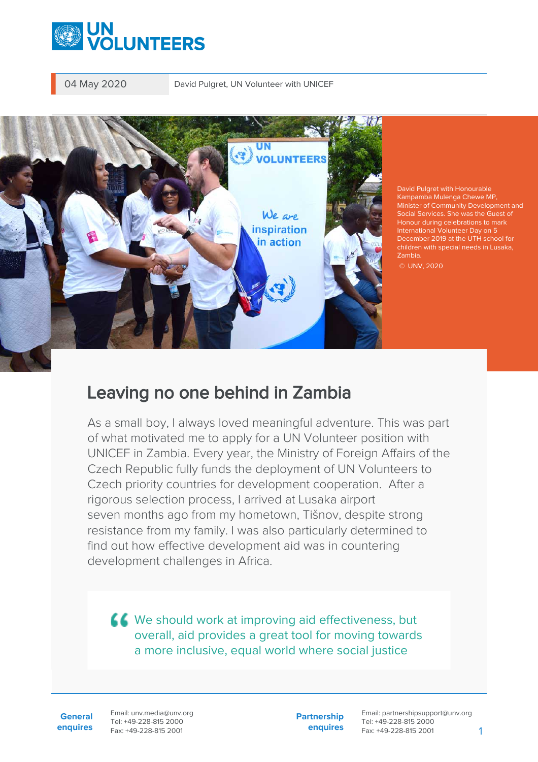04 May 2020

David Pulgret, UN Volunteer with UNICEF

David Pulgret with Honourable Kampamba Mulenga Chewe MP, Minister of Community Development and Social Services. She was the Guest of Honour during celebrations to mark International Volunteer Day on 5 December 2019 at the UTH school for children with special needs in Lusaka, Zambia.

© UNV, 2020

# Leaving no one behind in Zambia

As a small boy, I always loved meaningful adventure. This was part of what motivated me to apply for a UN Volunteer position with UNICEF in Zambia. Every year, the Ministry of Foreign Affairs of the Czech Republic fully funds the deployment of UN Volunteers to Czech priority countries for development cooperation.  After a rigorous selection process, I arrived at Lusaka airport seven months ago from my hometown, Tišnov, despite strong resistance from my family. I was also particularly determined to find out how effective development aid was in countering development challenges in Africa.

> We should work at improving aid effectiveness, but overall, aid provides a great tool for moving towards a more inclusive, equal world where social justice

**General enquires**
Email: unv.media@unv.org
Tel: +49-228-815 2000
Fax: +49-228-815 2001

**Partnership enquires**
Email: partnershipsupport@unv.org
Tel: +49-228-815 2000
Fax: +49-228-815 2001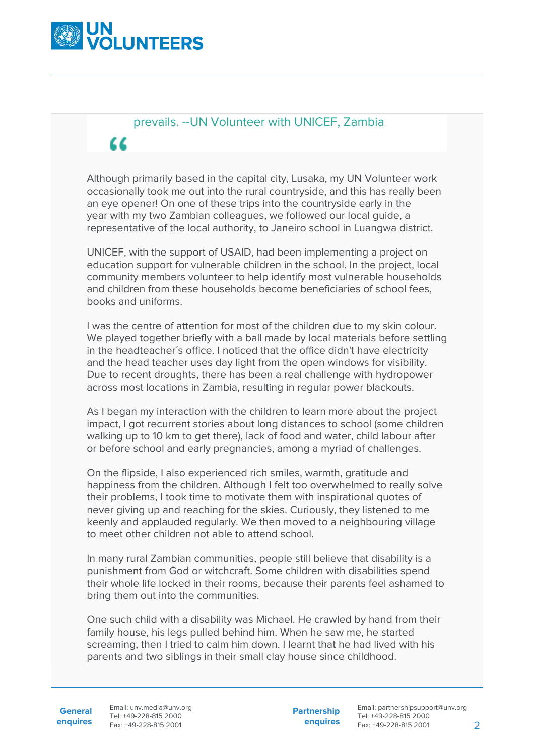prevails. --UN Volunteer with UNICEF, Zambia

“

Although primarily based in the capital city, Lusaka, my UN Volunteer work occasionally took me out into the rural countryside, and this has really been an eye opener! On one of these trips into the countryside early in the year with my two Zambian colleagues, we followed our local guide, a representative of the local authority, to Janeiro school in Luangwa district.

UNICEF, with the support of USAID, had been implementing a project on education support for vulnerable children in the school. In the project, local community members volunteer to help identify most vulnerable households and children from these households become beneficiaries of school fees, books and uniforms.

I was the centre of attention for most of the children due to my skin colour. We played together briefly with a ball made by local materials before settling in the headteacher´s office. I noticed that the office didn't have electricity and the head teacher uses day light from the open windows for visibility. Due to recent droughts, there has been a real challenge with hydropower across most locations in Zambia, resulting in regular power blackouts.

As I began my interaction with the children to learn more about the project impact, I got recurrent stories about long distances to school (some children walking up to 10 km to get there), lack of food and water, child labour after or before school and early pregnancies, among a myriad of challenges.

On the flipside, I also experienced rich smiles, warmth, gratitude and happiness from the children. Although I felt too overwhelmed to really solve their problems, I took time to motivate them with inspirational quotes of never giving up and reaching for the skies. Curiously, they listened to me keenly and applauded regularly. We then moved to a neighbouring village to meet other children not able to attend school.

In many rural Zambian communities, people still believe that disability is a punishment from God or witchcraft. Some children with disabilities spend their whole life locked in their rooms, because their parents feel ashamed to bring them out into the communities.

One such child with a disability was Michael. He crawled by hand from their family house, his legs pulled behind him. When he saw me, he started screaming, then I tried to calm him down. I learnt that he had lived with his parents and two siblings in their small clay house since childhood.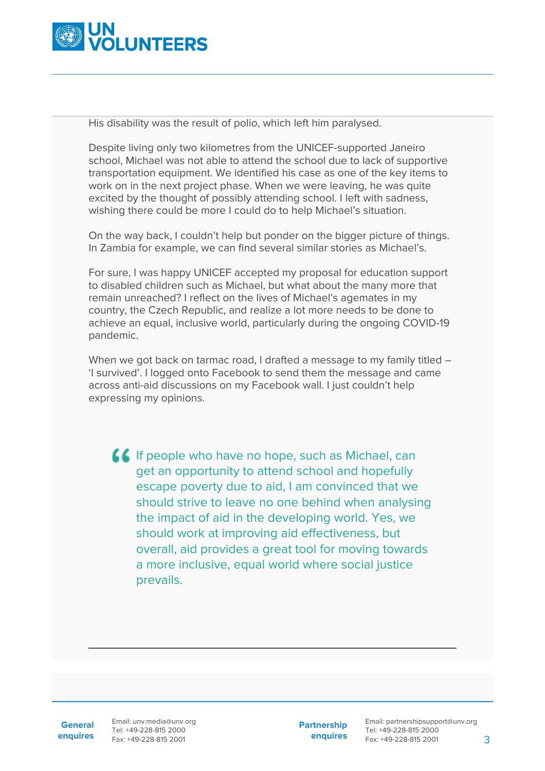His disability was the result of polio, which left him paralysed.

Despite living only two kilometres from the UNICEF-supported Janeiro school, Michael was not able to attend the school due to lack of supportive transportation equipment. We identified his case as one of the key items to work on in the next project phase. When we were leaving, he was quite excited by the thought of possibly attending school. I left with sadness, wishing there could be more I could do to help Michael's situation.

On the way back, I couldn't help but ponder on the bigger picture of things. In Zambia for example, we can find several similar stories as Michael's.

For sure, I was happy UNICEF accepted my proposal for education support to disabled children such as Michael, but what about the many more that remain unreached? I reflect on the lives of Michael's agemates in my country, the Czech Republic, and realize a lot more needs to be done to achieve an equal, inclusive world, particularly during the ongoing COVID-19 pandemic.

When we got back on tarmac road, I drafted a message to my family titled – 'I survived'. I logged onto Facebook to send them the message and came across anti-aid discussions on my Facebook wall. I just couldn't help expressing my opinions.

> If people who have no hope, such as Michael, can get an opportunity to attend school and hopefully escape poverty due to aid, I am convinced that we should strive to leave no one behind when analysing the impact of aid in the developing world. Yes, we should work at improving aid effectiveness, but overall, aid provides a great tool for moving towards a more inclusive, equal world where social justice prevails.

---

**General enquires** Email: unv.media@unv.org Tel: +49-228-815 2000 Fax: +49-228-815 2001

**Partnership enquires** Email: partnershipsupport@unv.org Tel: +49-228-815 2000 Fax: +49-228-815 2001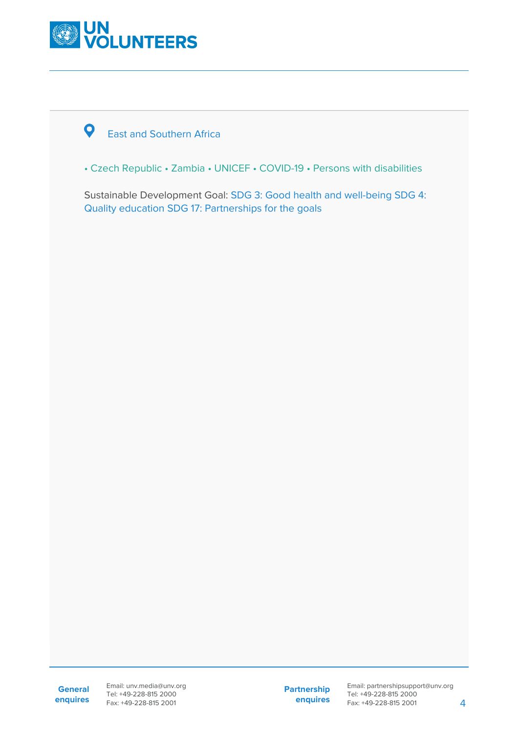East and Southern Africa

• Czech Republic • Zambia • UNICEF • COVID-19 • Persons with disabilities

Sustainable Development Goal: SDG 3: Good health and well-being SDG 4: Quality education SDG 17: Partnerships for the goals

**General enquires**

Email: unv.media@unv.org
Tel: +49-228-815 2000
Fax: +49-228-815 2001

**Partnership enquires**

Email: partnershipsupport@unv.org
Tel: +49-228-815 2000
Fax: +49-228-815 2001